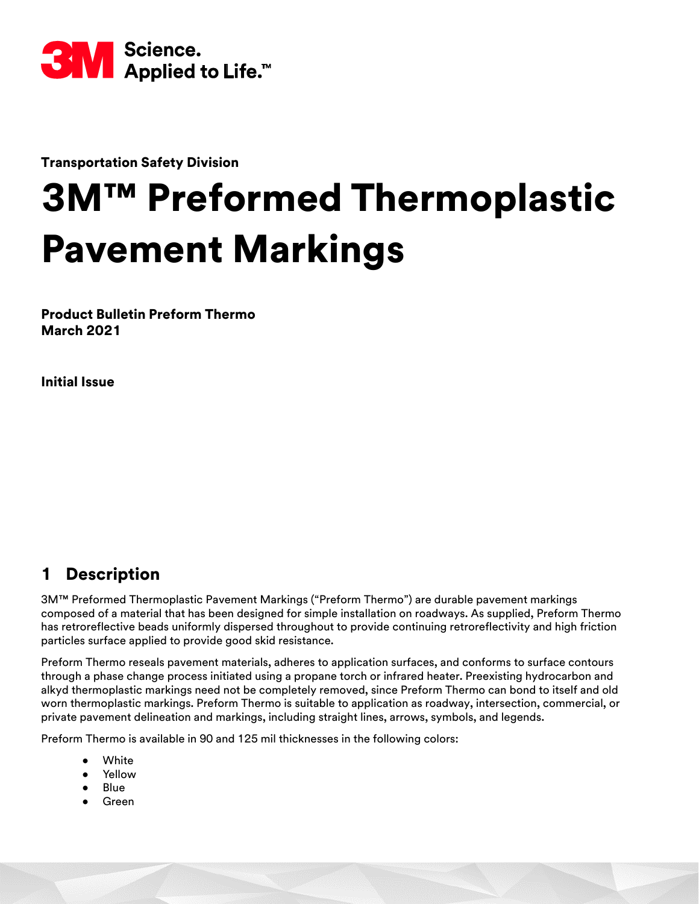3M Science. Applied to Life.™

**Transportation Safety Division**

# 3M™ Preformed Thermoplastic Pavement Markings

**Product Bulletin Preform Thermo**
**March 2021**

**Initial Issue**

## 1 Description

3M™ Preformed Thermoplastic Pavement Markings ("Preform Thermo") are durable pavement markings composed of a material that has been designed for simple installation on roadways. As supplied, Preform Thermo has retroreflective beads uniformly dispersed throughout to provide continuing retroreflectivity and high friction particles surface applied to provide good skid resistance.

Preform Thermo reseals pavement materials, adheres to application surfaces, and conforms to surface contours through a phase change process initiated using a propane torch or infrared heater. Preexisting hydrocarbon and alkyd thermoplastic markings need not be completely removed, since Preform Thermo can bond to itself and old worn thermoplastic markings. Preform Thermo is suitable to application as roadway, intersection, commercial, or private pavement delineation and markings, including straight lines, arrows, symbols, and legends.

Preform Thermo is available in 90 and 125 mil thicknesses in the following colors:

- White
- Yellow
- Blue
- Green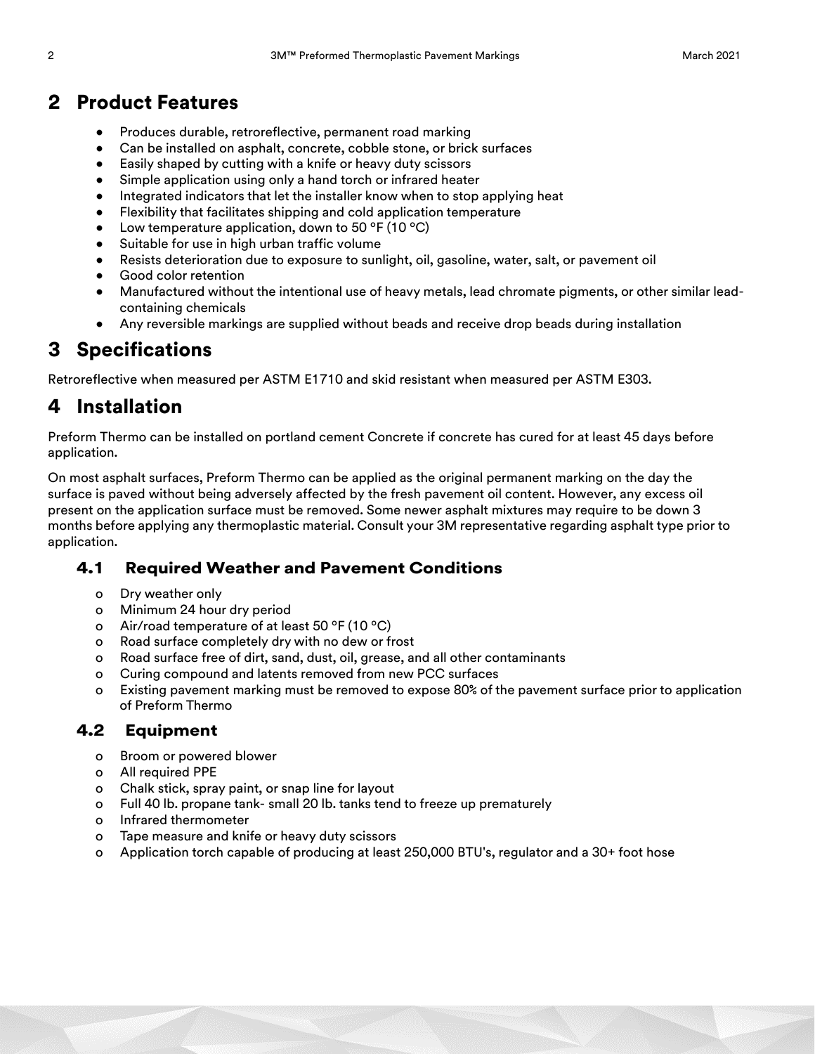## 2 Product Features

- Produces durable, retroreflective, permanent road marking
- Can be installed on asphalt, concrete, cobble stone, or brick surfaces
- Easily shaped by cutting with a knife or heavy duty scissors
- Simple application using only a hand torch or infrared heater
- Integrated indicators that let the installer know when to stop applying heat
- Flexibility that facilitates shipping and cold application temperature
- Low temperature application, down to 50 °F (10 °C)
- Suitable for use in high urban traffic volume
- Resists deterioration due to exposure to sunlight, oil, gasoline, water, salt, or pavement oil
- Good color retention
- Manufactured without the intentional use of heavy metals, lead chromate pigments, or other similar lead-containing chemicals
- Any reversible markings are supplied without beads and receive drop beads during installation

## 3 Specifications

Retroreflective when measured per ASTM E1710 and skid resistant when measured per ASTM E303.

## 4 Installation

Preform Thermo can be installed on portland cement Concrete if concrete has cured for at least 45 days before application.

On most asphalt surfaces, Preform Thermo can be applied as the original permanent marking on the day the surface is paved without being adversely affected by the fresh pavement oil content. However, any excess oil present on the application surface must be removed. Some newer asphalt mixtures may require to be down 3 months before applying any thermoplastic material. Consult your 3M representative regarding asphalt type prior to application.

### 4.1 Required Weather and Pavement Conditions

- Dry weather only
- Minimum 24 hour dry period
- Air/road temperature of at least 50 °F (10 °C)
- Road surface completely dry with no dew or frost
- Road surface free of dirt, sand, dust, oil, grease, and all other contaminants
- Curing compound and latents removed from new PCC surfaces
- Existing pavement marking must be removed to expose 80% of the pavement surface prior to application of Preform Thermo

### 4.2 Equipment

- Broom or powered blower
- All required PPE
- Chalk stick, spray paint, or snap line for layout
- Full 40 lb. propane tank- small 20 lb. tanks tend to freeze up prematurely
- Infrared thermometer
- Tape measure and knife or heavy duty scissors
- Application torch capable of producing at least 250,000 BTU's, regulator and a 30+ foot hose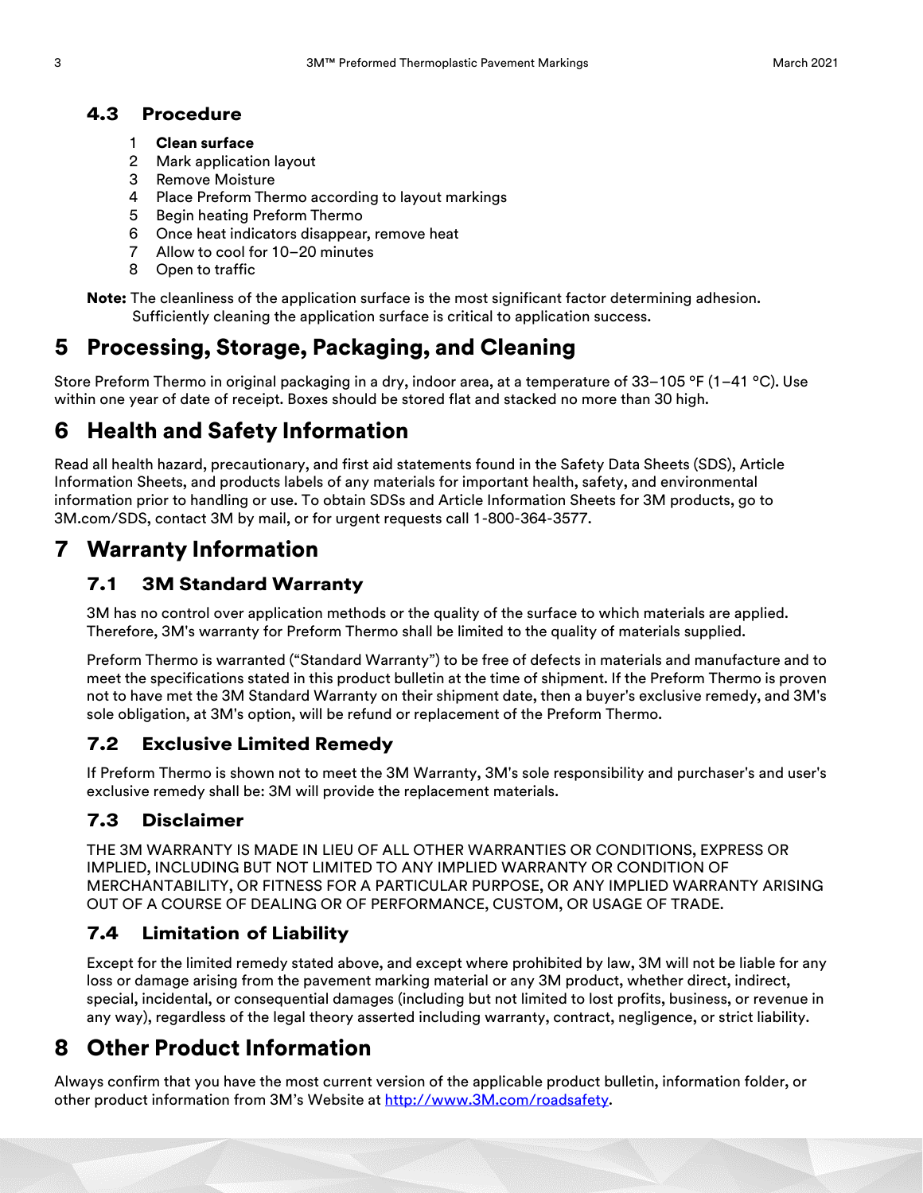### 4.3 Procedure

1. **Clean surface**
2. Mark application layout
3. Remove Moisture
4. Place Preform Thermo according to layout markings
5. Begin heating Preform Thermo
6. Once heat indicators disappear, remove heat
7. Allow to cool for 10–20 minutes
8. Open to traffic

**Note:** The cleanliness of the application surface is the most significant factor determining adhesion. Sufficiently cleaning the application surface is critical to application success.

## 5 Processing, Storage, Packaging, and Cleaning

Store Preform Thermo in original packaging in a dry, indoor area, at a temperature of 33–105 °F (1–41 °C). Use within one year of date of receipt. Boxes should be stored flat and stacked no more than 30 high.

## 6 Health and Safety Information

Read all health hazard, precautionary, and first aid statements found in the Safety Data Sheets (SDS), Article Information Sheets, and products labels of any materials for important health, safety, and environmental information prior to handling or use. To obtain SDSs and Article Information Sheets for 3M products, go to 3M.com/SDS, contact 3M by mail, or for urgent requests call 1-800-364-3577.

## 7 Warranty Information

### 7.1 3M Standard Warranty

3M has no control over application methods or the quality of the surface to which materials are applied. Therefore, 3M's warranty for Preform Thermo shall be limited to the quality of materials supplied.

Preform Thermo is warranted ("Standard Warranty") to be free of defects in materials and manufacture and to meet the specifications stated in this product bulletin at the time of shipment. If the Preform Thermo is proven not to have met the 3M Standard Warranty on their shipment date, then a buyer's exclusive remedy, and 3M's sole obligation, at 3M's option, will be refund or replacement of the Preform Thermo.

### 7.2 Exclusive Limited Remedy

If Preform Thermo is shown not to meet the 3M Warranty, 3M's sole responsibility and purchaser's and user's exclusive remedy shall be: 3M will provide the replacement materials.

### 7.3 Disclaimer

THE 3M WARRANTY IS MADE IN LIEU OF ALL OTHER WARRANTIES OR CONDITIONS, EXPRESS OR IMPLIED, INCLUDING BUT NOT LIMITED TO ANY IMPLIED WARRANTY OR CONDITION OF MERCHANTABILITY, OR FITNESS FOR A PARTICULAR PURPOSE, OR ANY IMPLIED WARRANTY ARISING OUT OF A COURSE OF DEALING OR OF PERFORMANCE, CUSTOM, OR USAGE OF TRADE.

### 7.4 Limitation of Liability

Except for the limited remedy stated above, and except where prohibited by law, 3M will not be liable for any loss or damage arising from the pavement marking material or any 3M product, whether direct, indirect, special, incidental, or consequential damages (including but not limited to lost profits, business, or revenue in any way), regardless of the legal theory asserted including warranty, contract, negligence, or strict liability.

## 8 Other Product Information

Always confirm that you have the most current version of the applicable product bulletin, information folder, or other product information from 3M's Website at [http://www.3M.com/roadsafety](http://www.3M.com/roadsafety).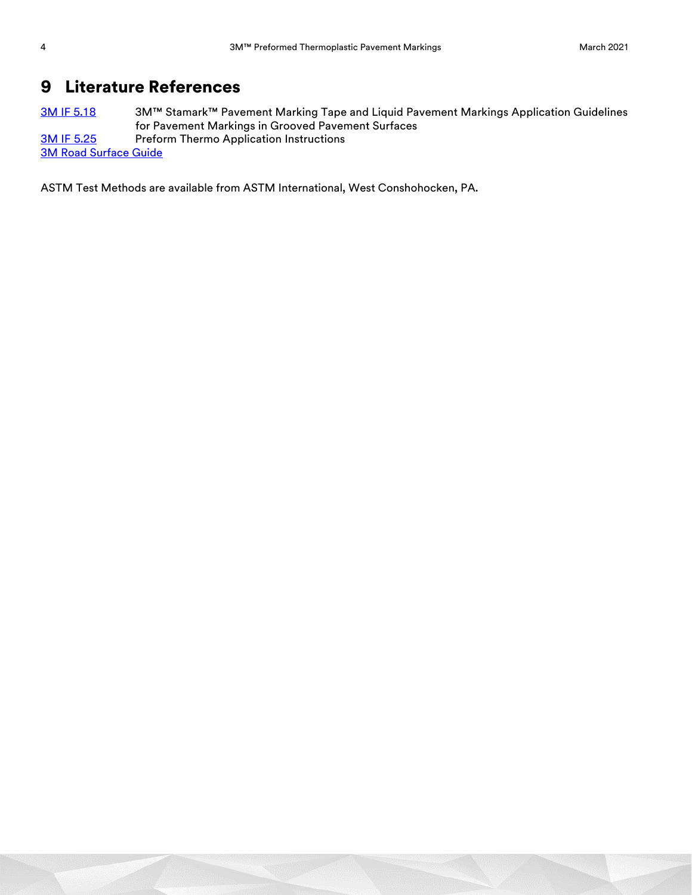# 9 Literature References

| | |
|---|---|
| 3M IF 5.18 | 3M™ Stamark™ Pavement Marking Tape and Liquid Pavement Markings Application Guidelines for Pavement Markings in Grooved Pavement Surfaces |
| 3M IF 5.25 | Preform Thermo Application Instructions |
| 3M Road Surface Guide | |

ASTM Test Methods are available from ASTM International, West Conshohocken, PA.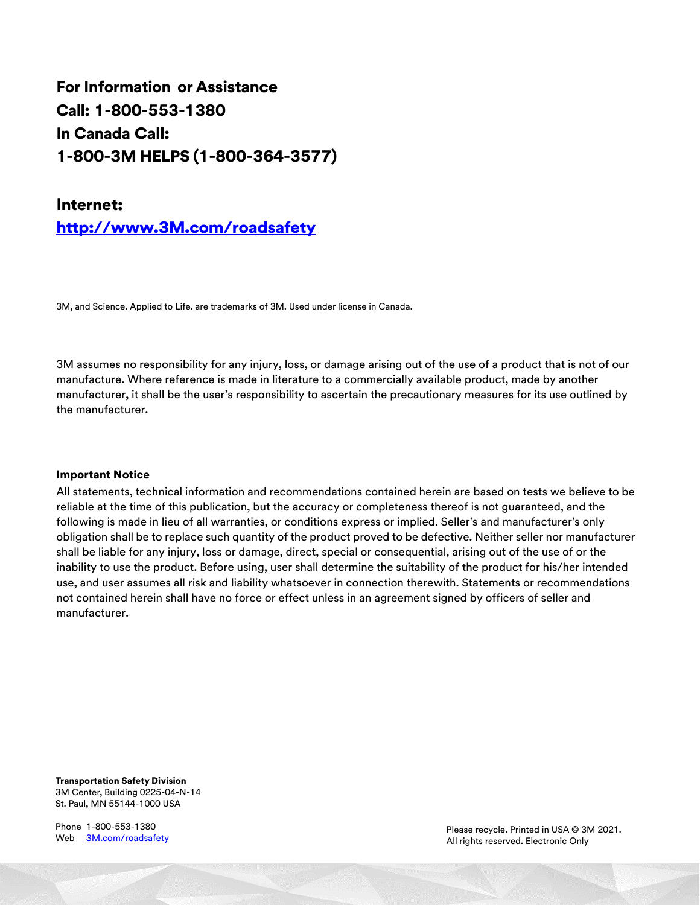**For Information or Assistance**
**Call: 1-800-553-1380**
**In Canada Call:**
**1-800-3M HELPS (1-800-364-3577)**

**Internet:**
**[http://www.3M.com/roadsafety](http://www.3M.com/roadsafety)**

3M, and Science. Applied to Life. are trademarks of 3M. Used under license in Canada.

3M assumes no responsibility for any injury, loss, or damage arising out of the use of a product that is not of our manufacture. Where reference is made in literature to a commercially available product, made by another manufacturer, it shall be the user's responsibility to ascertain the precautionary measures for its use outlined by the manufacturer.

**Important Notice**

All statements, technical information and recommendations contained herein are based on tests we believe to be reliable at the time of this publication, but the accuracy or completeness thereof is not guaranteed, and the following is made in lieu of all warranties, or conditions express or implied. Seller's and manufacturer's only obligation shall be to replace such quantity of the product proved to be defective. Neither seller nor manufacturer shall be liable for any injury, loss or damage, direct, special or consequential, arising out of the use of or the inability to use the product. Before using, user shall determine the suitability of the product for his/her intended use, and user assumes all risk and liability whatsoever in connection therewith. Statements or recommendations not contained herein shall have no force or effect unless in an agreement signed by officers of seller and manufacturer.

**Transportation Safety Division**
3M Center, Building 0225-04-N-14
St. Paul, MN 55144-1000 USA

Phone 1-800-553-1380
Web [3M.com/roadsafety](http://3M.com/roadsafety)

Please recycle. Printed in USA © 3M 2021.
All rights reserved. Electronic Only